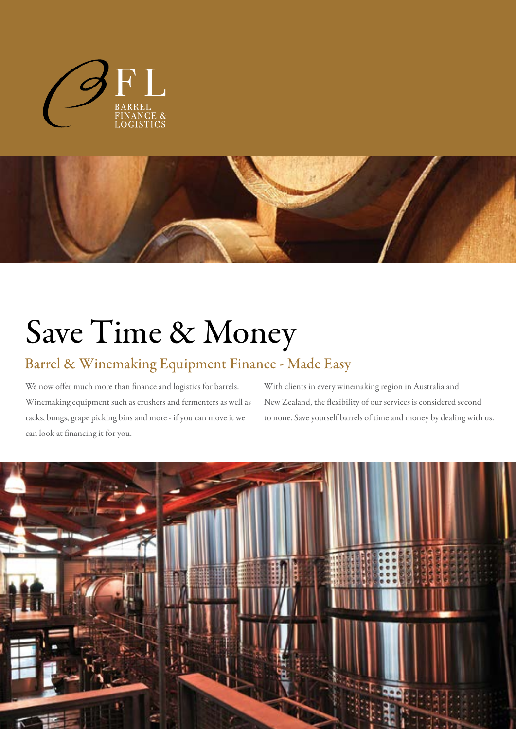BFL

BARREL
FINANCE &
LOGISTICS

# Save Time & Money

## Barrel & Winemaking Equipment Finance - Made Easy

We now offer much more than finance and logistics for barrels. Winemaking equipment such as crushers and fermenters as well as racks, bungs, grape picking bins and more - if you can move it we can look at financing it for you.

With clients in every winemaking region in Australia and New Zealand, the flexibility of our services is considered second to none. Save yourself barrels of time and money by dealing with us.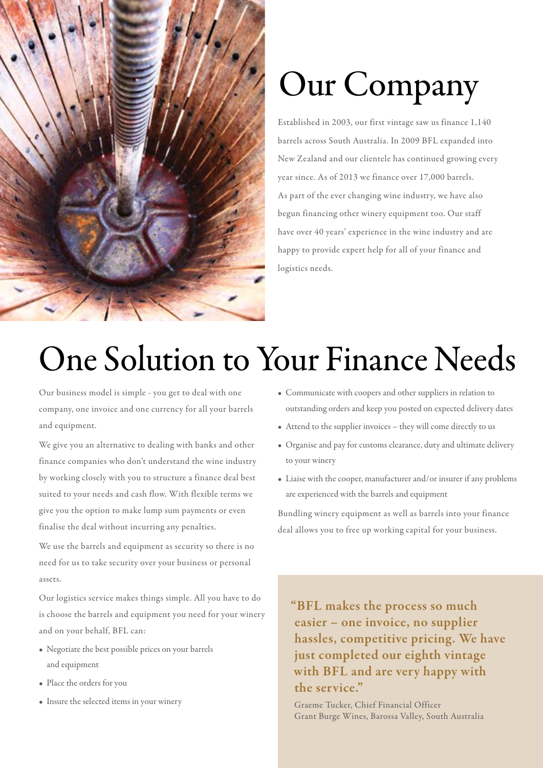# Our Company

Established in 2003, our first vintage saw us finance 1,140 barrels across South Australia. In 2009 BFL expanded into New Zealand and our clientele has continued growing every year since. As of 2013 we finance over 17,000 barrels. As part of the ever changing wine industry, we have also begun financing other winery equipment too. Our staff have over 40 years' experience in the wine industry and are happy to provide expert help for all of your finance and logistics needs.

# One Solution to Your Finance Needs

Our business model is simple - you get to deal with one company, one invoice and one currency for all your barrels and equipment.

We give you an alternative to dealing with banks and other finance companies who don't understand the wine industry by working closely with you to structure a finance deal best suited to your needs and cash flow. With flexible terms we give you the option to make lump sum payments or even finalise the deal without incurring any penalties.

We use the barrels and equipment as security so there is no need for us to take security over your business or personal assets.

Our logistics service makes things simple. All you have to do is choose the barrels and equipment you need for your winery and on your behalf, BFL can:

- Negotiate the best possible prices on your barrels and equipment
- Place the orders for you
- Insure the selected items in your winery
- Communicate with coopers and other suppliers in relation to outstanding orders and keep you posted on expected delivery dates
- Attend to the supplier invoices – they will come directly to us
- Organise and pay for customs clearance, duty and ultimate delivery to your winery
- Liaise with the cooper, manufacturer and/or insurer if any problems are experienced with the barrels and equipment

Bundling winery equipment as well as barrels into your finance deal allows you to free up working capital for your business.

> **"BFL makes the process so much easier – one invoice, no supplier hassles, competitive pricing. We have just completed our eighth vintage with BFL and are very happy with the service."**
>
> Graeme Tucker, Chief Financial Officer
> Grant Burge Wines, Barossa Valley, South Australia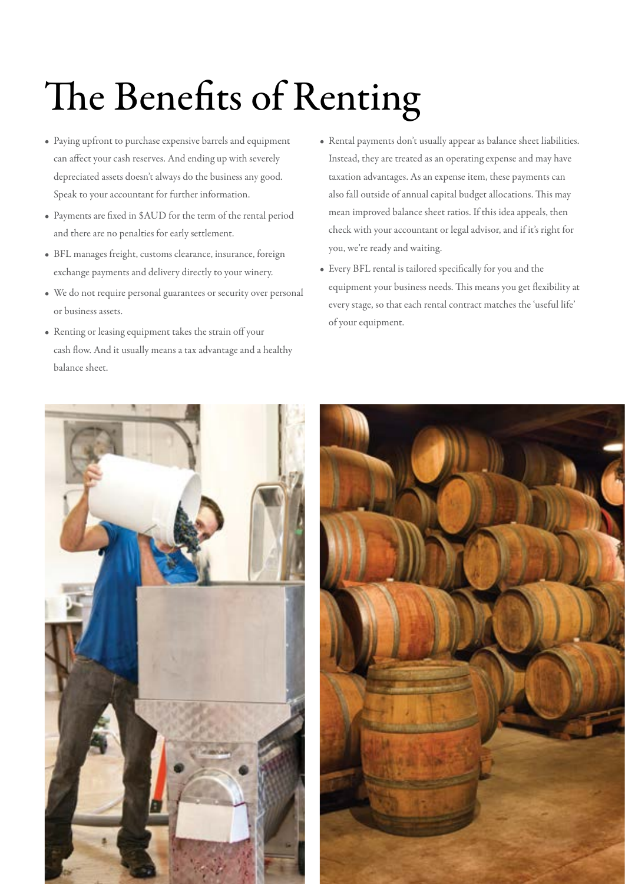# The Benefits of Renting

- Paying upfront to purchase expensive barrels and equipment can affect your cash reserves. And ending up with severely depreciated assets doesn't always do the business any good. Speak to your accountant for further information.
- Payments are fixed in $AUD for the term of the rental period and there are no penalties for early settlement.
- BFL manages freight, customs clearance, insurance, foreign exchange payments and delivery directly to your winery.
- We do not require personal guarantees or security over personal or business assets.
- Renting or leasing equipment takes the strain off your cash flow. And it usually means a tax advantage and a healthy balance sheet.
- Rental payments don't usually appear as balance sheet liabilities. Instead, they are treated as an operating expense and may have taxation advantages. As an expense item, these payments can also fall outside of annual capital budget allocations. This may mean improved balance sheet ratios. If this idea appeals, then check with your accountant or legal advisor, and if it's right for you, we're ready and waiting.
- Every BFL rental is tailored specifically for you and the equipment your business needs. This means you get flexibility at every stage, so that each rental contract matches the 'useful life' of your equipment.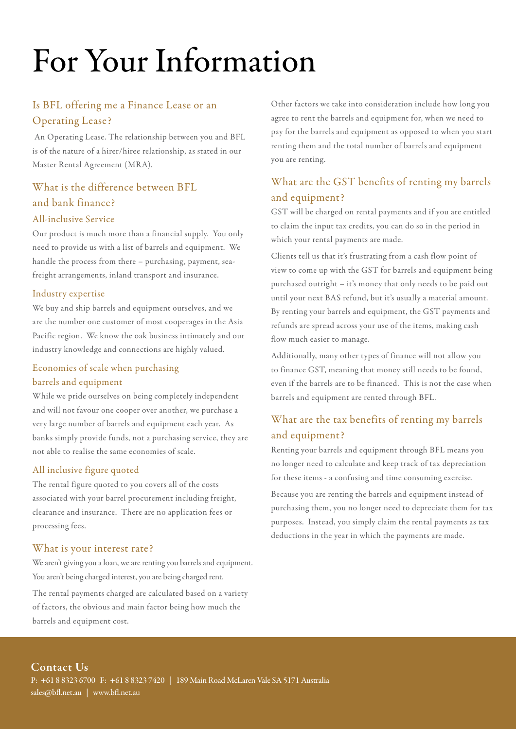# For Your Information

## Is BFL offering me a Finance Lease or an Operating Lease?

An Operating Lease. The relationship between you and BFL is of the nature of a hirer/hiree relationship, as stated in our Master Rental Agreement (MRA).

## What is the difference between BFL and bank finance?

### All-inclusive Service

Our product is much more than a financial supply. You only need to provide us with a list of barrels and equipment. We handle the process from there – purchasing, payment, sea-freight arrangements, inland transport and insurance.

### Industry expertise

We buy and ship barrels and equipment ourselves, and we are the number one customer of most cooperages in the Asia Pacific region. We know the oak business intimately and our industry knowledge and connections are highly valued.

### Economies of scale when purchasing barrels and equipment

While we pride ourselves on being completely independent and will not favour one cooper over another, we purchase a very large number of barrels and equipment each year. As banks simply provide funds, not a purchasing service, they are not able to realise the same economies of scale.

### All inclusive figure quoted

The rental figure quoted to you covers all of the costs associated with your barrel procurement including freight, clearance and insurance. There are no application fees or processing fees.

## What is your interest rate?

We aren't giving you a loan, we are renting you barrels and equipment. You aren't being charged interest, you are being charged rent.

The rental payments charged are calculated based on a variety of factors, the obvious and main factor being how much the barrels and equipment cost.

Other factors we take into consideration include how long you agree to rent the barrels and equipment for, when we need to pay for the barrels and equipment as opposed to when you start renting them and the total number of barrels and equipment you are renting.

## What are the GST benefits of renting my barrels and equipment?

GST will be charged on rental payments and if you are entitled to claim the input tax credits, you can do so in the period in which your rental payments are made.

Clients tell us that it's frustrating from a cash flow point of view to come up with the GST for barrels and equipment being purchased outright – it's money that only needs to be paid out until your next BAS refund, but it's usually a material amount. By renting your barrels and equipment, the GST payments and refunds are spread across your use of the items, making cash flow much easier to manage.

Additionally, many other types of finance will not allow you to finance GST, meaning that money still needs to be found, even if the barrels are to be financed. This is not the case when barrels and equipment are rented through BFL.

## What are the tax benefits of renting my barrels and equipment?

Renting your barrels and equipment through BFL means you no longer need to calculate and keep track of tax depreciation for these items - a confusing and time consuming exercise.

Because you are renting the barrels and equipment instead of purchasing them, you no longer need to depreciate them for tax purposes. Instead, you simply claim the rental payments as tax deductions in the year in which the payments are made.

**Contact Us**

P: +61 8 8323 6700 F: +61 8 8323 7420 | 189 Main Road McLaren Vale SA 5171 Australia
sales@bfl.net.au | www.bfl.net.au